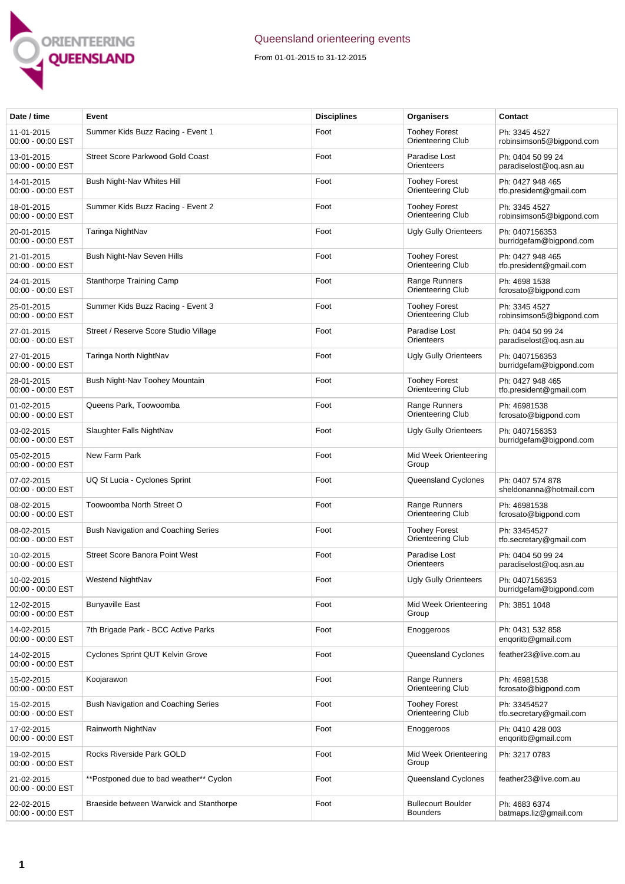# Queensland orienteering events

From 01-01-2015 to 31-12-2015

| Date / time | Event | Disciplines | Organisers | Contact |
|---|---|---|---|---|
| 11-01-2015 00:00 - 00:00 EST | Summer Kids Buzz Racing - Event 1 | Foot | Toohey Forest Orienteering Club | Ph: 3345 4527 robinsimson5@bigpond.com |
| 13-01-2015 00:00 - 00:00 EST | Street Score Parkwood Gold Coast | Foot | Paradise Lost Orienteers | Ph: 0404 50 99 24 paradiselost@oq.asn.au |
| 14-01-2015 00:00 - 00:00 EST | Bush Night-Nav Whites Hill | Foot | Toohey Forest Orienteering Club | Ph: 0427 948 465 tfo.president@gmail.com |
| 18-01-2015 00:00 - 00:00 EST | Summer Kids Buzz Racing - Event 2 | Foot | Toohey Forest Orienteering Club | Ph: 3345 4527 robinsimson5@bigpond.com |
| 20-01-2015 00:00 - 00:00 EST | Taringa NightNav | Foot | Ugly Gully Orienteers | Ph: 0407156353 burridgefam@bigpond.com |
| 21-01-2015 00:00 - 00:00 EST | Bush Night-Nav Seven Hills | Foot | Toohey Forest Orienteering Club | Ph: 0427 948 465 tfo.president@gmail.com |
| 24-01-2015 00:00 - 00:00 EST | Stanthorpe Training Camp | Foot | Range Runners Orienteering Club | Ph: 4698 1538 fcrosato@bigpond.com |
| 25-01-2015 00:00 - 00:00 EST | Summer Kids Buzz Racing - Event 3 | Foot | Toohey Forest Orienteering Club | Ph: 3345 4527 robinsimson5@bigpond.com |
| 27-01-2015 00:00 - 00:00 EST | Street / Reserve Score Studio Village | Foot | Paradise Lost Orienteers | Ph: 0404 50 99 24 paradiselost@oq.asn.au |
| 27-01-2015 00:00 - 00:00 EST | Taringa North NightNav | Foot | Ugly Gully Orienteers | Ph: 0407156353 burridgefam@bigpond.com |
| 28-01-2015 00:00 - 00:00 EST | Bush Night-Nav Toohey Mountain | Foot | Toohey Forest Orienteering Club | Ph: 0427 948 465 tfo.president@gmail.com |
| 01-02-2015 00:00 - 00:00 EST | Queens Park, Toowoomba | Foot | Range Runners Orienteering Club | Ph: 46981538 fcrosato@bigpond.com |
| 03-02-2015 00:00 - 00:00 EST | Slaughter Falls NightNav | Foot | Ugly Gully Orienteers | Ph: 0407156353 burridgefam@bigpond.com |
| 05-02-2015 00:00 - 00:00 EST | New Farm Park | Foot | Mid Week Orienteering Group | |
| 07-02-2015 00:00 - 00:00 EST | UQ St Lucia - Cyclones Sprint | Foot | Queensland Cyclones | Ph: 0407 574 878 sheldonanna@hotmail.com |
| 08-02-2015 00:00 - 00:00 EST | Toowoomba North Street O | Foot | Range Runners Orienteering Club | Ph: 46981538 fcrosato@bigpond.com |
| 08-02-2015 00:00 - 00:00 EST | Bush Navigation and Coaching Series | Foot | Toohey Forest Orienteering Club | Ph: 33454527 tfo.secretary@gmail.com |
| 10-02-2015 00:00 - 00:00 EST | Street Score Banora Point West | Foot | Paradise Lost Orienteers | Ph: 0404 50 99 24 paradiselost@oq.asn.au |
| 10-02-2015 00:00 - 00:00 EST | Westend NightNav | Foot | Ugly Gully Orienteers | Ph: 0407156353 burridgefam@bigpond.com |
| 12-02-2015 00:00 - 00:00 EST | Bunyaville East | Foot | Mid Week Orienteering Group | Ph: 3851 1048 |
| 14-02-2015 00:00 - 00:00 EST | 7th Brigade Park - BCC Active Parks | Foot | Enoggeroos | Ph: 0431 532 858 enqoritb@gmail.com |
| 14-02-2015 00:00 - 00:00 EST | Cyclones Sprint QUT Kelvin Grove | Foot | Queensland Cyclones | feather23@live.com.au |
| 15-02-2015 00:00 - 00:00 EST | Koojarawon | Foot | Range Runners Orienteering Club | Ph: 46981538 fcrosato@bigpond.com |
| 15-02-2015 00:00 - 00:00 EST | Bush Navigation and Coaching Series | Foot | Toohey Forest Orienteering Club | Ph: 33454527 tfo.secretary@gmail.com |
| 17-02-2015 00:00 - 00:00 EST | Rainworth NightNav | Foot | Enoggeroos | Ph: 0410 428 003 enqoritb@gmail.com |
| 19-02-2015 00:00 - 00:00 EST | Rocks Riverside Park GOLD | Foot | Mid Week Orienteering Group | Ph: 3217 0783 |
| 21-02-2015 00:00 - 00:00 EST | **Postponed due to bad weather** Cyclon | Foot | Queensland Cyclones | feather23@live.com.au |
| 22-02-2015 00:00 - 00:00 EST | Braeside between Warwick and Stanthorpe | Foot | Bullecourt Boulder Bounders | Ph: 4683 6374 batmaps.liz@gmail.com |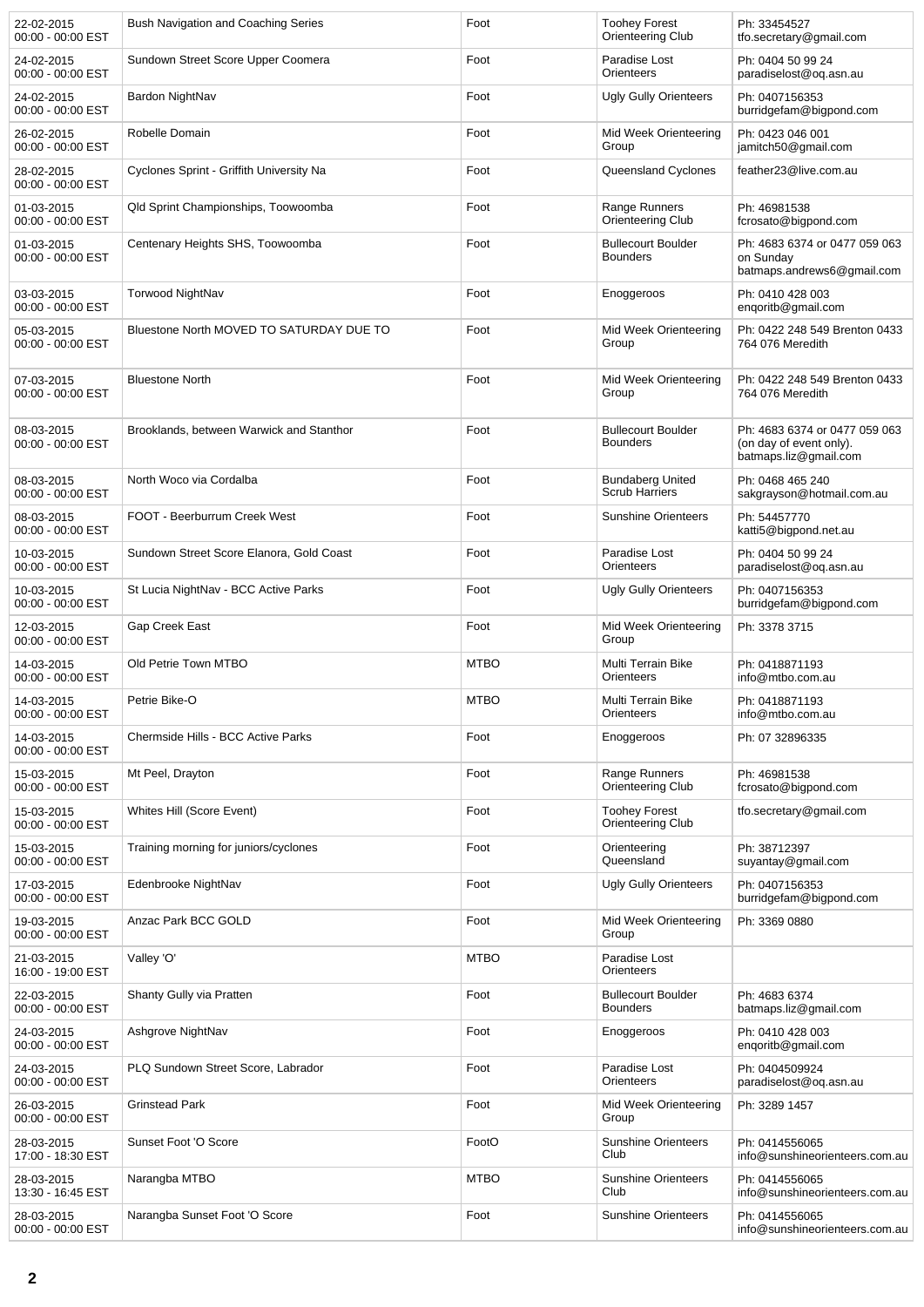| | | | | |
|---|---|---|---|---|
| 22-02-2015 00:00 - 00:00 EST | Bush Navigation and Coaching Series | Foot | Toohey Forest Orienteering Club | Ph: 33454527 tfo.secretary@gmail.com |
| 24-02-2015 00:00 - 00:00 EST | Sundown Street Score Upper Coomera | Foot | Paradise Lost Orienteers | Ph: 0404 50 99 24 paradiselost@oq.asn.au |
| 24-02-2015 00:00 - 00:00 EST | Bardon NightNav | Foot | Ugly Gully Orienteers | Ph: 0407156353 burridgefam@bigpond.com |
| 26-02-2015 00:00 - 00:00 EST | Robelle Domain | Foot | Mid Week Orienteering Group | Ph: 0423 046 001 jamitch50@gmail.com |
| 28-02-2015 00:00 - 00:00 EST | Cyclones Sprint - Griffith University Na | Foot | Queensland Cyclones | feather23@live.com.au |
| 01-03-2015 00:00 - 00:00 EST | Qld Sprint Championships, Toowoomba | Foot | Range Runners Orienteering Club | Ph: 46981538 fcrosato@bigpond.com |
| 01-03-2015 00:00 - 00:00 EST | Centenary Heights SHS, Toowoomba | Foot | Bullecourt Boulder Bounders | Ph: 4683 6374 or 0477 059 063 on Sunday batmaps.andrews6@gmail.com |
| 03-03-2015 00:00 - 00:00 EST | Torwood NightNav | Foot | Enoggeroos | Ph: 0410 428 003 enqoritb@gmail.com |
| 05-03-2015 00:00 - 00:00 EST | Bluestone North MOVED TO SATURDAY DUE TO | Foot | Mid Week Orienteering Group | Ph: 0422 248 549 Brenton 0433 764 076 Meredith |
| 07-03-2015 00:00 - 00:00 EST | Bluestone North | Foot | Mid Week Orienteering Group | Ph: 0422 248 549 Brenton 0433 764 076 Meredith |
| 08-03-2015 00:00 - 00:00 EST | Brooklands, between Warwick and Stanthor | Foot | Bullecourt Boulder Bounders | Ph: 4683 6374 or 0477 059 063 (on day of event only). batmaps.liz@gmail.com |
| 08-03-2015 00:00 - 00:00 EST | North Woco via Cordalba | Foot | Bundaberg United Scrub Harriers | Ph: 0468 465 240 sakgrayson@hotmail.com.au |
| 08-03-2015 00:00 - 00:00 EST | FOOT - Beerburrum Creek West | Foot | Sunshine Orienteers | Ph: 54457770 katti5@bigpond.net.au |
| 10-03-2015 00:00 - 00:00 EST | Sundown Street Score Elanora, Gold Coast | Foot | Paradise Lost Orienteers | Ph: 0404 50 99 24 paradiselost@oq.asn.au |
| 10-03-2015 00:00 - 00:00 EST | St Lucia NightNav - BCC Active Parks | Foot | Ugly Gully Orienteers | Ph: 0407156353 burridgefam@bigpond.com |
| 12-03-2015 00:00 - 00:00 EST | Gap Creek East | Foot | Mid Week Orienteering Group | Ph: 3378 3715 |
| 14-03-2015 00:00 - 00:00 EST | Old Petrie Town MTBO | MTBO | Multi Terrain Bike Orienteers | Ph: 0418871193 info@mtbo.com.au |
| 14-03-2015 00:00 - 00:00 EST | Petrie Bike-O | MTBO | Multi Terrain Bike Orienteers | Ph: 0418871193 info@mtbo.com.au |
| 14-03-2015 00:00 - 00:00 EST | Chermside Hills - BCC Active Parks | Foot | Enoggeroos | Ph: 07 32896335 |
| 15-03-2015 00:00 - 00:00 EST | Mt Peel, Drayton | Foot | Range Runners Orienteering Club | Ph: 46981538 fcrosato@bigpond.com |
| 15-03-2015 00:00 - 00:00 EST | Whites Hill (Score Event) | Foot | Toohey Forest Orienteering Club | tfo.secretary@gmail.com |
| 15-03-2015 00:00 - 00:00 EST | Training morning for juniors/cyclones | Foot | Orienteering Queensland | Ph: 38712397 suyantay@gmail.com |
| 17-03-2015 00:00 - 00:00 EST | Edenbrooke NightNav | Foot | Ugly Gully Orienteers | Ph: 0407156353 burridgefam@bigpond.com |
| 19-03-2015 00:00 - 00:00 EST | Anzac Park BCC GOLD | Foot | Mid Week Orienteering Group | Ph: 3369 0880 |
| 21-03-2015 16:00 - 19:00 EST | Valley 'O' | MTBO | Paradise Lost Orienteers | |
| 22-03-2015 00:00 - 00:00 EST | Shanty Gully via Pratten | Foot | Bullecourt Boulder Bounders | Ph: 4683 6374 batmaps.liz@gmail.com |
| 24-03-2015 00:00 - 00:00 EST | Ashgrove NightNav | Foot | Enoggeroos | Ph: 0410 428 003 enqoritb@gmail.com |
| 24-03-2015 00:00 - 00:00 EST | PLQ Sundown Street Score, Labrador | Foot | Paradise Lost Orienteers | Ph: 0404509924 paradiselost@oq.asn.au |
| 26-03-2015 00:00 - 00:00 EST | Grinstead Park | Foot | Mid Week Orienteering Group | Ph: 3289 1457 |
| 28-03-2015 17:00 - 18:30 EST | Sunset Foot 'O Score | FootO | Sunshine Orienteers Club | Ph: 0414556065 info@sunshineorienteers.com.au |
| 28-03-2015 13:30 - 16:45 EST | Narangba MTBO | MTBO | Sunshine Orienteers Club | Ph: 0414556065 info@sunshineorienteers.com.au |
| 28-03-2015 00:00 - 00:00 EST | Narangba Sunset Foot 'O Score | Foot | Sunshine Orienteers | Ph: 0414556065 info@sunshineorienteers.com.au |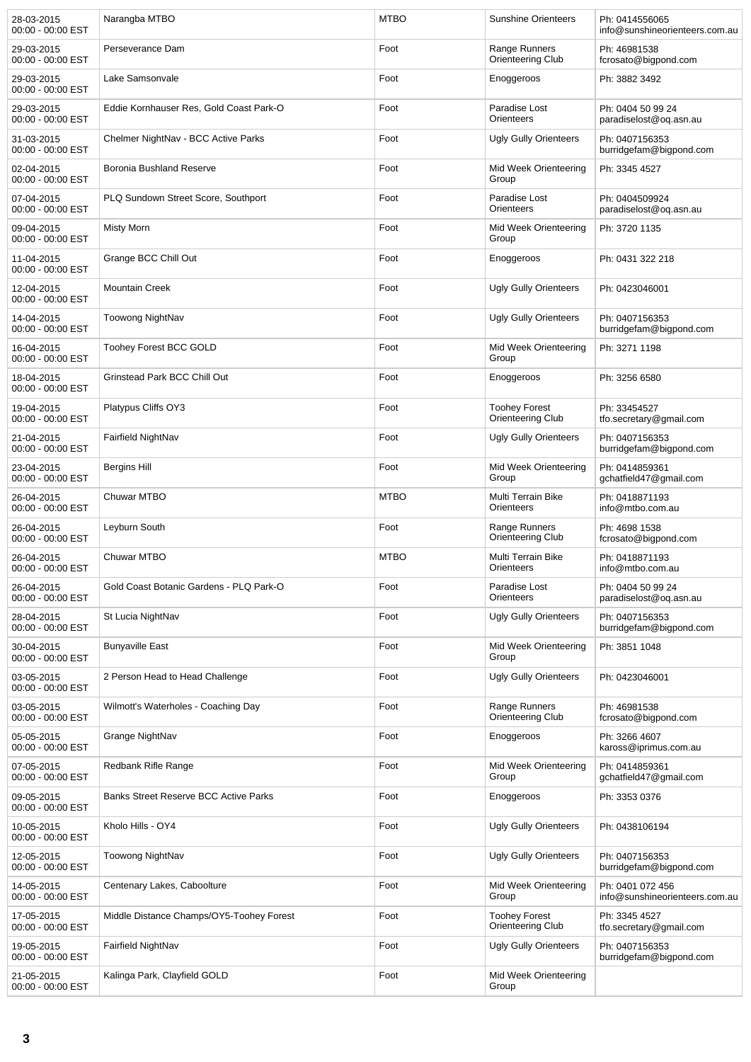| | | | | |
|---|---|---|---|---|
| 28-03-2015 00:00 - 00:00 EST | Narangba MTBO | MTBO | Sunshine Orienteers | Ph: 0414556065 info@sunshineorienteers.com.au |
| 29-03-2015 00:00 - 00:00 EST | Perseverance Dam | Foot | Range Runners Orienteering Club | Ph: 46981538 fcrosato@bigpond.com |
| 29-03-2015 00:00 - 00:00 EST | Lake Samsonvale | Foot | Enoggeroos | Ph: 3882 3492 |
| 29-03-2015 00:00 - 00:00 EST | Eddie Kornhauser Res, Gold Coast Park-O | Foot | Paradise Lost Orienteers | Ph: 0404 50 99 24 paradiselost@oq.asn.au |
| 31-03-2015 00:00 - 00:00 EST | Chelmer NightNav - BCC Active Parks | Foot | Ugly Gully Orienteers | Ph: 0407156353 burridgefam@bigpond.com |
| 02-04-2015 00:00 - 00:00 EST | Boronia Bushland Reserve | Foot | Mid Week Orienteering Group | Ph: 3345 4527 |
| 07-04-2015 00:00 - 00:00 EST | PLQ Sundown Street Score, Southport | Foot | Paradise Lost Orienteers | Ph: 0404509924 paradiselost@oq.asn.au |
| 09-04-2015 00:00 - 00:00 EST | Misty Morn | Foot | Mid Week Orienteering Group | Ph: 3720 1135 |
| 11-04-2015 00:00 - 00:00 EST | Grange BCC Chill Out | Foot | Enoggeroos | Ph: 0431 322 218 |
| 12-04-2015 00:00 - 00:00 EST | Mountain Creek | Foot | Ugly Gully Orienteers | Ph: 0423046001 |
| 14-04-2015 00:00 - 00:00 EST | Toowong NightNav | Foot | Ugly Gully Orienteers | Ph: 0407156353 burridgefam@bigpond.com |
| 16-04-2015 00:00 - 00:00 EST | Toohey Forest BCC GOLD | Foot | Mid Week Orienteering Group | Ph: 3271 1198 |
| 18-04-2015 00:00 - 00:00 EST | Grinstead Park BCC Chill Out | Foot | Enoggeroos | Ph: 3256 6580 |
| 19-04-2015 00:00 - 00:00 EST | Platypus Cliffs OY3 | Foot | Toohey Forest Orienteering Club | Ph: 33454527 tfo.secretary@gmail.com |
| 21-04-2015 00:00 - 00:00 EST | Fairfield NightNav | Foot | Ugly Gully Orienteers | Ph: 0407156353 burridgefam@bigpond.com |
| 23-04-2015 00:00 - 00:00 EST | Bergins Hill | Foot | Mid Week Orienteering Group | Ph: 0414859361 gchatfield47@gmail.com |
| 26-04-2015 00:00 - 00:00 EST | Chuwar MTBO | MTBO | Multi Terrain Bike Orienteers | Ph: 0418871193 info@mtbo.com.au |
| 26-04-2015 00:00 - 00:00 EST | Leyburn South | Foot | Range Runners Orienteering Club | Ph: 4698 1538 fcrosato@bigpond.com |
| 26-04-2015 00:00 - 00:00 EST | Chuwar MTBO | MTBO | Multi Terrain Bike Orienteers | Ph: 0418871193 info@mtbo.com.au |
| 26-04-2015 00:00 - 00:00 EST | Gold Coast Botanic Gardens - PLQ Park-O | Foot | Paradise Lost Orienteers | Ph: 0404 50 99 24 paradiselost@oq.asn.au |
| 28-04-2015 00:00 - 00:00 EST | St Lucia NightNav | Foot | Ugly Gully Orienteers | Ph: 0407156353 burridgefam@bigpond.com |
| 30-04-2015 00:00 - 00:00 EST | Bunyaville East | Foot | Mid Week Orienteering Group | Ph: 3851 1048 |
| 03-05-2015 00:00 - 00:00 EST | 2 Person Head to Head Challenge | Foot | Ugly Gully Orienteers | Ph: 0423046001 |
| 03-05-2015 00:00 - 00:00 EST | Wilmott's Waterholes - Coaching Day | Foot | Range Runners Orienteering Club | Ph: 46981538 fcrosato@bigpond.com |
| 05-05-2015 00:00 - 00:00 EST | Grange NightNav | Foot | Enoggeroos | Ph: 3266 4607 kaross@iprimus.com.au |
| 07-05-2015 00:00 - 00:00 EST | Redbank Rifle Range | Foot | Mid Week Orienteering Group | Ph: 0414859361 gchatfield47@gmail.com |
| 09-05-2015 00:00 - 00:00 EST | Banks Street Reserve BCC Active Parks | Foot | Enoggeroos | Ph: 3353 0376 |
| 10-05-2015 00:00 - 00:00 EST | Kholo Hills - OY4 | Foot | Ugly Gully Orienteers | Ph: 0438106194 |
| 12-05-2015 00:00 - 00:00 EST | Toowong NightNav | Foot | Ugly Gully Orienteers | Ph: 0407156353 burridgefam@bigpond.com |
| 14-05-2015 00:00 - 00:00 EST | Centenary Lakes, Caboolture | Foot | Mid Week Orienteering Group | Ph: 0401 072 456 info@sunshineorienteers.com.au |
| 17-05-2015 00:00 - 00:00 EST | Middle Distance Champs/OY5-Toohey Forest | Foot | Toohey Forest Orienteering Club | Ph: 3345 4527 tfo.secretary@gmail.com |
| 19-05-2015 00:00 - 00:00 EST | Fairfield NightNav | Foot | Ugly Gully Orienteers | Ph: 0407156353 burridgefam@bigpond.com |
| 21-05-2015 00:00 - 00:00 EST | Kalinga Park, Clayfield GOLD | Foot | Mid Week Orienteering Group | |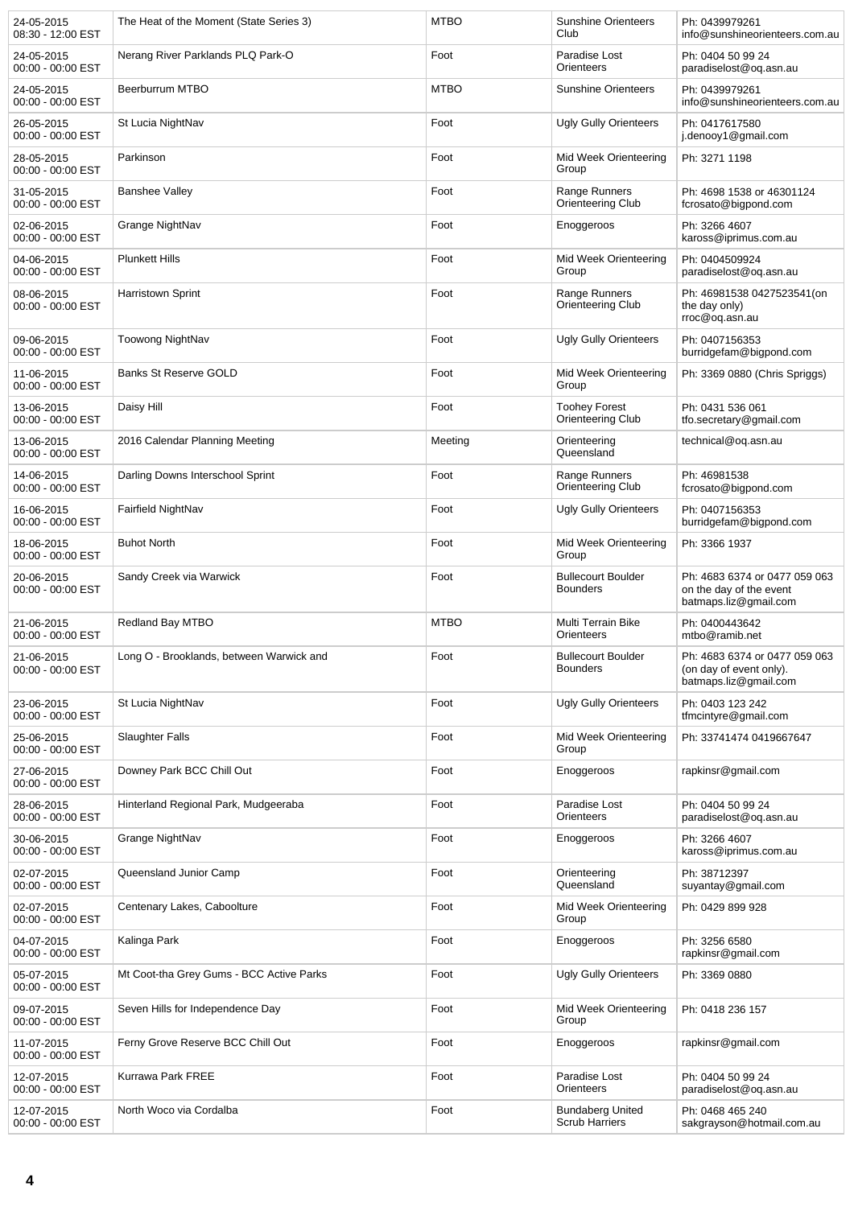| | | | | |
|---|---|---|---|---|
| 24-05-2015 08:30 - 12:00 EST | The Heat of the Moment (State Series 3) | MTBO | Sunshine Orienteers Club | Ph: 0439979261 info@sunshineorienteers.com.au |
| 24-05-2015 00:00 - 00:00 EST | Nerang River Parklands PLQ Park-O | Foot | Paradise Lost Orienteers | Ph: 0404 50 99 24 paradiselost@oq.asn.au |
| 24-05-2015 00:00 - 00:00 EST | Beerburrum MTBO | MTBO | Sunshine Orienteers | Ph: 0439979261 info@sunshineorienteers.com.au |
| 26-05-2015 00:00 - 00:00 EST | St Lucia NightNav | Foot | Ugly Gully Orienteers | Ph: 0417617580 j.denooy1@gmail.com |
| 28-05-2015 00:00 - 00:00 EST | Parkinson | Foot | Mid Week Orienteering Group | Ph: 3271 1198 |
| 31-05-2015 00:00 - 00:00 EST | Banshee Valley | Foot | Range Runners Orienteering Club | Ph: 4698 1538 or 46301124 fcrosato@bigpond.com |
| 02-06-2015 00:00 - 00:00 EST | Grange NightNav | Foot | Enoggeroos | Ph: 3266 4607 kaross@iprimus.com.au |
| 04-06-2015 00:00 - 00:00 EST | Plunkett Hills | Foot | Mid Week Orienteering Group | Ph: 0404509924 paradiselost@oq.asn.au |
| 08-06-2015 00:00 - 00:00 EST | Harristown Sprint | Foot | Range Runners Orienteering Club | Ph: 46981538 0427523541(on the day only) rroc@oq.asn.au |
| 09-06-2015 00:00 - 00:00 EST | Toowong NightNav | Foot | Ugly Gully Orienteers | Ph: 0407156353 burridgefam@bigpond.com |
| 11-06-2015 00:00 - 00:00 EST | Banks St Reserve GOLD | Foot | Mid Week Orienteering Group | Ph: 3369 0880 (Chris Spriggs) |
| 13-06-2015 00:00 - 00:00 EST | Daisy Hill | Foot | Toohey Forest Orienteering Club | Ph: 0431 536 061 tfo.secretary@gmail.com |
| 13-06-2015 00:00 - 00:00 EST | 2016 Calendar Planning Meeting | Meeting | Orienteering Queensland | technical@oq.asn.au |
| 14-06-2015 00:00 - 00:00 EST | Darling Downs Interschool Sprint | Foot | Range Runners Orienteering Club | Ph: 46981538 fcrosato@bigpond.com |
| 16-06-2015 00:00 - 00:00 EST | Fairfield NightNav | Foot | Ugly Gully Orienteers | Ph: 0407156353 burridgefam@bigpond.com |
| 18-06-2015 00:00 - 00:00 EST | Buhot North | Foot | Mid Week Orienteering Group | Ph: 3366 1937 |
| 20-06-2015 00:00 - 00:00 EST | Sandy Creek via Warwick | Foot | Bullecourt Boulder Bounders | Ph: 4683 6374 or 0477 059 063 on the day of the event batmaps.liz@gmail.com |
| 21-06-2015 00:00 - 00:00 EST | Redland Bay MTBO | MTBO | Multi Terrain Bike Orienteers | Ph: 0400443642 mtbo@ramib.net |
| 21-06-2015 00:00 - 00:00 EST | Long O - Brooklands, between Warwick and | Foot | Bullecourt Boulder Bounders | Ph: 4683 6374 or 0477 059 063 (on day of event only). batmaps.liz@gmail.com |
| 23-06-2015 00:00 - 00:00 EST | St Lucia NightNav | Foot | Ugly Gully Orienteers | Ph: 0403 123 242 tfmcintyre@gmail.com |
| 25-06-2015 00:00 - 00:00 EST | Slaughter Falls | Foot | Mid Week Orienteering Group | Ph: 33741474 0419667647 |
| 27-06-2015 00:00 - 00:00 EST | Downey Park BCC Chill Out | Foot | Enoggeroos | rapkinsr@gmail.com |
| 28-06-2015 00:00 - 00:00 EST | Hinterland Regional Park, Mudgeeraba | Foot | Paradise Lost Orienteers | Ph: 0404 50 99 24 paradiselost@oq.asn.au |
| 30-06-2015 00:00 - 00:00 EST | Grange NightNav | Foot | Enoggeroos | Ph: 3266 4607 kaross@iprimus.com.au |
| 02-07-2015 00:00 - 00:00 EST | Queensland Junior Camp | Foot | Orienteering Queensland | Ph: 38712397 suyantay@gmail.com |
| 02-07-2015 00:00 - 00:00 EST | Centenary Lakes, Caboolture | Foot | Mid Week Orienteering Group | Ph: 0429 899 928 |
| 04-07-2015 00:00 - 00:00 EST | Kalinga Park | Foot | Enoggeroos | Ph: 3256 6580 rapkinsr@gmail.com |
| 05-07-2015 00:00 - 00:00 EST | Mt Coot-tha Grey Gums - BCC Active Parks | Foot | Ugly Gully Orienteers | Ph: 3369 0880 |
| 09-07-2015 00:00 - 00:00 EST | Seven Hills for Independence Day | Foot | Mid Week Orienteering Group | Ph: 0418 236 157 |
| 11-07-2015 00:00 - 00:00 EST | Ferny Grove Reserve BCC Chill Out | Foot | Enoggeroos | rapkinsr@gmail.com |
| 12-07-2015 00:00 - 00:00 EST | Kurrawa Park FREE | Foot | Paradise Lost Orienteers | Ph: 0404 50 99 24 paradiselost@oq.asn.au |
| 12-07-2015 00:00 - 00:00 EST | North Woco via Cordalba | Foot | Bundaberg United Scrub Harriers | Ph: 0468 465 240 sakgrayson@hotmail.com.au |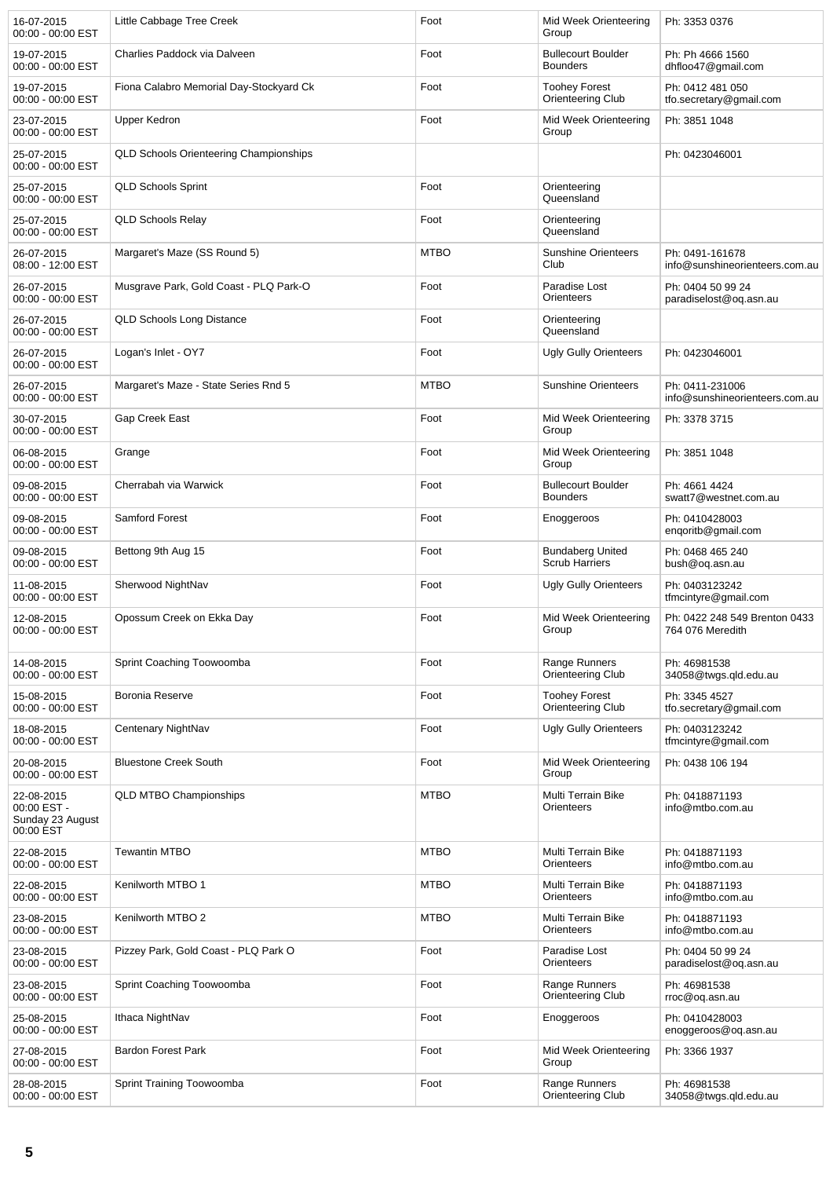| | | | | |
|---|---|---|---|---|
| 16-07-2015 00:00 - 00:00 EST | Little Cabbage Tree Creek | Foot | Mid Week Orienteering Group | Ph: 3353 0376 |
| 19-07-2015 00:00 - 00:00 EST | Charlies Paddock via Dalveen | Foot | Bullecourt Boulder Bounders | Ph: Ph 4666 1560 dhfloo47@gmail.com |
| 19-07-2015 00:00 - 00:00 EST | Fiona Calabro Memorial Day-Stockyard Ck | Foot | Toohey Forest Orienteering Club | Ph: 0412 481 050 tfo.secretary@gmail.com |
| 23-07-2015 00:00 - 00:00 EST | Upper Kedron | Foot | Mid Week Orienteering Group | Ph: 3851 1048 |
| 25-07-2015 00:00 - 00:00 EST | QLD Schools Orienteering Championships | | | Ph: 0423046001 |
| 25-07-2015 00:00 - 00:00 EST | QLD Schools Sprint | Foot | Orienteering Queensland | |
| 25-07-2015 00:00 - 00:00 EST | QLD Schools Relay | Foot | Orienteering Queensland | |
| 26-07-2015 08:00 - 12:00 EST | Margaret's Maze (SS Round 5) | MTBO | Sunshine Orienteers Club | Ph: 0491-161678 info@sunshineorienteers.com.au |
| 26-07-2015 00:00 - 00:00 EST | Musgrave Park, Gold Coast - PLQ Park-O | Foot | Paradise Lost Orienteers | Ph: 0404 50 99 24 paradiselost@oq.asn.au |
| 26-07-2015 00:00 - 00:00 EST | QLD Schools Long Distance | Foot | Orienteering Queensland | |
| 26-07-2015 00:00 - 00:00 EST | Logan's Inlet - OY7 | Foot | Ugly Gully Orienteers | Ph: 0423046001 |
| 26-07-2015 00:00 - 00:00 EST | Margaret's Maze - State Series Rnd 5 | MTBO | Sunshine Orienteers | Ph: 0411-231006 info@sunshineorienteers.com.au |
| 30-07-2015 00:00 - 00:00 EST | Gap Creek East | Foot | Mid Week Orienteering Group | Ph: 3378 3715 |
| 06-08-2015 00:00 - 00:00 EST | Grange | Foot | Mid Week Orienteering Group | Ph: 3851 1048 |
| 09-08-2015 00:00 - 00:00 EST | Cherrabah via Warwick | Foot | Bullecourt Boulder Bounders | Ph: 4661 4424 swatt7@westnet.com.au |
| 09-08-2015 00:00 - 00:00 EST | Samford Forest | Foot | Enoggeroos | Ph: 0410428003 enqoritb@gmail.com |
| 09-08-2015 00:00 - 00:00 EST | Bettong 9th Aug 15 | Foot | Bundaberg United Scrub Harriers | Ph: 0468 465 240 bush@oq.asn.au |
| 11-08-2015 00:00 - 00:00 EST | Sherwood NightNav | Foot | Ugly Gully Orienteers | Ph: 0403123242 tfmcintyre@gmail.com |
| 12-08-2015 00:00 - 00:00 EST | Opossum Creek on Ekka Day | Foot | Mid Week Orienteering Group | Ph: 0422 248 549 Brenton 0433 764 076 Meredith |
| 14-08-2015 00:00 - 00:00 EST | Sprint Coaching Toowoomba | Foot | Range Runners Orienteering Club | Ph: 46981538 34058@twgs.qld.edu.au |
| 15-08-2015 00:00 - 00:00 EST | Boronia Reserve | Foot | Toohey Forest Orienteering Club | Ph: 3345 4527 tfo.secretary@gmail.com |
| 18-08-2015 00:00 - 00:00 EST | Centenary NightNav | Foot | Ugly Gully Orienteers | Ph: 0403123242 tfmcintyre@gmail.com |
| 20-08-2015 00:00 - 00:00 EST | Bluestone Creek South | Foot | Mid Week Orienteering Group | Ph: 0438 106 194 |
| 22-08-2015 00:00 EST - Sunday 23 August 00:00 EST | QLD MTBO Championships | MTBO | Multi Terrain Bike Orienteers | Ph: 0418871193 info@mtbo.com.au |
| 22-08-2015 00:00 - 00:00 EST | Tewantin MTBO | MTBO | Multi Terrain Bike Orienteers | Ph: 0418871193 info@mtbo.com.au |
| 22-08-2015 00:00 - 00:00 EST | Kenilworth MTBO 1 | MTBO | Multi Terrain Bike Orienteers | Ph: 0418871193 info@mtbo.com.au |
| 23-08-2015 00:00 - 00:00 EST | Kenilworth MTBO 2 | MTBO | Multi Terrain Bike Orienteers | Ph: 0418871193 info@mtbo.com.au |
| 23-08-2015 00:00 - 00:00 EST | Pizzey Park, Gold Coast - PLQ Park O | Foot | Paradise Lost Orienteers | Ph: 0404 50 99 24 paradiselost@oq.asn.au |
| 23-08-2015 00:00 - 00:00 EST | Sprint Coaching Toowoomba | Foot | Range Runners Orienteering Club | Ph: 46981538 rroc@oq.asn.au |
| 25-08-2015 00:00 - 00:00 EST | Ithaca NightNav | Foot | Enoggeroos | Ph: 0410428003 enoggeroos@oq.asn.au |
| 27-08-2015 00:00 - 00:00 EST | Bardon Forest Park | Foot | Mid Week Orienteering Group | Ph: 3366 1937 |
| 28-08-2015 00:00 - 00:00 EST | Sprint Training Toowoomba | Foot | Range Runners Orienteering Club | Ph: 46981538 34058@twgs.qld.edu.au |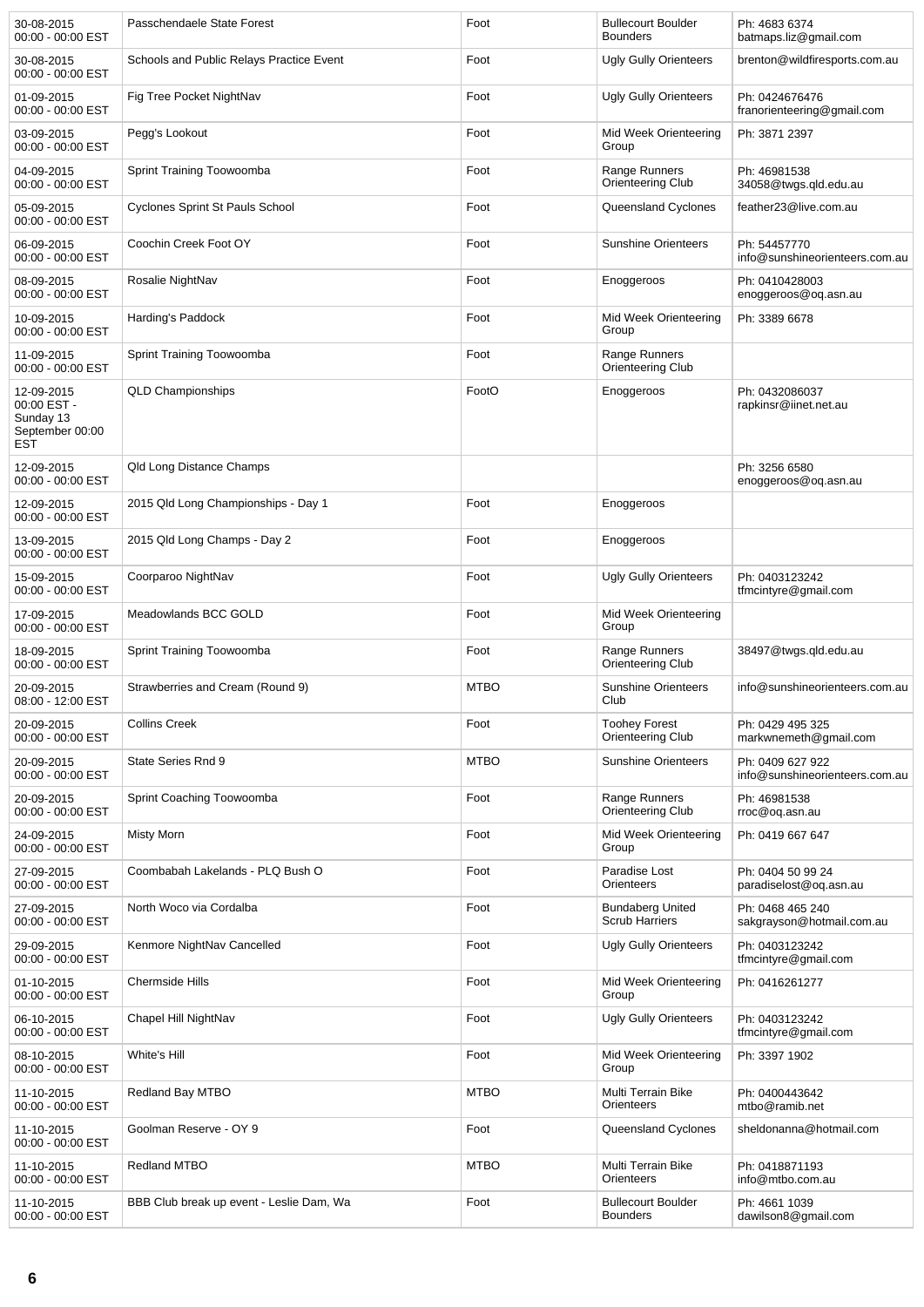| | | | | |
|---|---|---|---|---|
| 30-08-2015 00:00 - 00:00 EST | Passchendaele State Forest | Foot | Bullecourt Boulder Bounders | Ph: 4683 6374 batmaps.liz@gmail.com |
| 30-08-2015 00:00 - 00:00 EST | Schools and Public Relays Practice Event | Foot | Ugly Gully Orienteers | brenton@wildfiresports.com.au |
| 01-09-2015 00:00 - 00:00 EST | Fig Tree Pocket NightNav | Foot | Ugly Gully Orienteers | Ph: 0424676476 franorienteering@gmail.com |
| 03-09-2015 00:00 - 00:00 EST | Pegg's Lookout | Foot | Mid Week Orienteering Group | Ph: 3871 2397 |
| 04-09-2015 00:00 - 00:00 EST | Sprint Training Toowoomba | Foot | Range Runners Orienteering Club | Ph: 46981538 34058@twgs.qld.edu.au |
| 05-09-2015 00:00 - 00:00 EST | Cyclones Sprint St Pauls School | Foot | Queensland Cyclones | feather23@live.com.au |
| 06-09-2015 00:00 - 00:00 EST | Coochin Creek Foot OY | Foot | Sunshine Orienteers | Ph: 54457770 info@sunshineorienteers.com.au |
| 08-09-2015 00:00 - 00:00 EST | Rosalie NightNav | Foot | Enoggeroos | Ph: 0410428003 enoggeroos@oq.asn.au |
| 10-09-2015 00:00 - 00:00 EST | Harding's Paddock | Foot | Mid Week Orienteering Group | Ph: 3389 6678 |
| 11-09-2015 00:00 - 00:00 EST | Sprint Training Toowoomba | Foot | Range Runners Orienteering Club | |
| 12-09-2015 00:00 EST - Sunday 13 September 00:00 EST | QLD Championships | FootO | Enoggeroos | Ph: 0432086037 rapkinsr@iinet.net.au |
| 12-09-2015 00:00 - 00:00 EST | Qld Long Distance Champs | | | Ph: 3256 6580 enoggeroos@oq.asn.au |
| 12-09-2015 00:00 - 00:00 EST | 2015 Qld Long Championships - Day 1 | Foot | Enoggeroos | |
| 13-09-2015 00:00 - 00:00 EST | 2015 Qld Long Champs - Day 2 | Foot | Enoggeroos | |
| 15-09-2015 00:00 - 00:00 EST | Coorparoo NightNav | Foot | Ugly Gully Orienteers | Ph: 0403123242 tfmcintyre@gmail.com |
| 17-09-2015 00:00 - 00:00 EST | Meadowlands BCC GOLD | Foot | Mid Week Orienteering Group | |
| 18-09-2015 00:00 - 00:00 EST | Sprint Training Toowoomba | Foot | Range Runners Orienteering Club | 38497@twgs.qld.edu.au |
| 20-09-2015 08:00 - 12:00 EST | Strawberries and Cream (Round 9) | MTBO | Sunshine Orienteers Club | info@sunshineorienteers.com.au |
| 20-09-2015 00:00 - 00:00 EST | Collins Creek | Foot | Toohey Forest Orienteering Club | Ph: 0429 495 325 markwnemeth@gmail.com |
| 20-09-2015 00:00 - 00:00 EST | State Series Rnd 9 | MTBO | Sunshine Orienteers | Ph: 0409 627 922 info@sunshineorienteers.com.au |
| 20-09-2015 00:00 - 00:00 EST | Sprint Coaching Toowoomba | Foot | Range Runners Orienteering Club | Ph: 46981538 rroc@oq.asn.au |
| 24-09-2015 00:00 - 00:00 EST | Misty Morn | Foot | Mid Week Orienteering Group | Ph: 0419 667 647 |
| 27-09-2015 00:00 - 00:00 EST | Coombabah Lakelands - PLQ Bush O | Foot | Paradise Lost Orienteers | Ph: 0404 50 99 24 paradiselost@oq.asn.au |
| 27-09-2015 00:00 - 00:00 EST | North Woco via Cordalba | Foot | Bundaberg United Scrub Harriers | Ph: 0468 465 240 sakgrayson@hotmail.com.au |
| 29-09-2015 00:00 - 00:00 EST | Kenmore NightNav Cancelled | Foot | Ugly Gully Orienteers | Ph: 0403123242 tfmcintyre@gmail.com |
| 01-10-2015 00:00 - 00:00 EST | Chermside Hills | Foot | Mid Week Orienteering Group | Ph: 0416261277 |
| 06-10-2015 00:00 - 00:00 EST | Chapel Hill NightNav | Foot | Ugly Gully Orienteers | Ph: 0403123242 tfmcintyre@gmail.com |
| 08-10-2015 00:00 - 00:00 EST | White's Hill | Foot | Mid Week Orienteering Group | Ph: 3397 1902 |
| 11-10-2015 00:00 - 00:00 EST | Redland Bay MTBO | MTBO | Multi Terrain Bike Orienteers | Ph: 0400443642 mtbo@ramib.net |
| 11-10-2015 00:00 - 00:00 EST | Goolman Reserve - OY 9 | Foot | Queensland Cyclones | sheldonanna@hotmail.com |
| 11-10-2015 00:00 - 00:00 EST | Redland MTBO | MTBO | Multi Terrain Bike Orienteers | Ph: 0418871193 info@mtbo.com.au |
| 11-10-2015 00:00 - 00:00 EST | BBB Club break up event - Leslie Dam, Wa | Foot | Bullecourt Boulder Bounders | Ph: 4661 1039 dawilson8@gmail.com |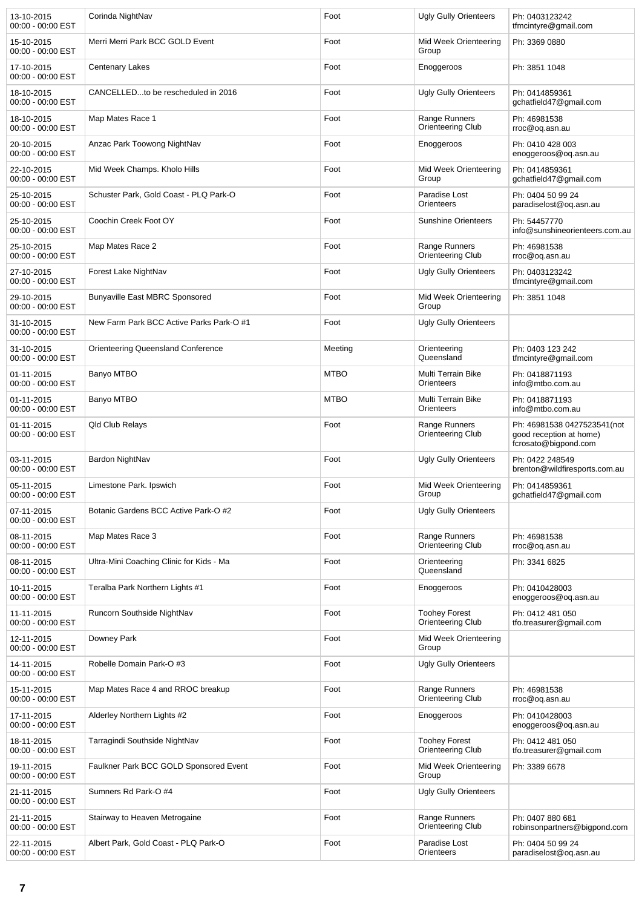| | | | | |
|---|---|---|---|---|
| 13-10-2015 00:00 - 00:00 EST | Corinda NightNav | Foot | Ugly Gully Orienteers | Ph: 0403123242 tfmcintyre@gmail.com |
| 15-10-2015 00:00 - 00:00 EST | Merri Merri Park BCC GOLD Event | Foot | Mid Week Orienteering Group | Ph: 3369 0880 |
| 17-10-2015 00:00 - 00:00 EST | Centenary Lakes | Foot | Enoggeroos | Ph: 3851 1048 |
| 18-10-2015 00:00 - 00:00 EST | CANCELLED...to be rescheduled in 2016 | Foot | Ugly Gully Orienteers | Ph: 0414859361 gchatfield47@gmail.com |
| 18-10-2015 00:00 - 00:00 EST | Map Mates Race 1 | Foot | Range Runners Orienteering Club | Ph: 46981538 rroc@oq.asn.au |
| 20-10-2015 00:00 - 00:00 EST | Anzac Park Toowong NightNav | Foot | Enoggeroos | Ph: 0410 428 003 enoggeroos@oq.asn.au |
| 22-10-2015 00:00 - 00:00 EST | Mid Week Champs. Kholo Hills | Foot | Mid Week Orienteering Group | Ph: 0414859361 gchatfield47@gmail.com |
| 25-10-2015 00:00 - 00:00 EST | Schuster Park, Gold Coast - PLQ Park-O | Foot | Paradise Lost Orienteers | Ph: 0404 50 99 24 paradiselost@oq.asn.au |
| 25-10-2015 00:00 - 00:00 EST | Coochin Creek Foot OY | Foot | Sunshine Orienteers | Ph: 54457770 info@sunshineorienteers.com.au |
| 25-10-2015 00:00 - 00:00 EST | Map Mates Race 2 | Foot | Range Runners Orienteering Club | Ph: 46981538 rroc@oq.asn.au |
| 27-10-2015 00:00 - 00:00 EST | Forest Lake NightNav | Foot | Ugly Gully Orienteers | Ph: 0403123242 tfmcintyre@gmail.com |
| 29-10-2015 00:00 - 00:00 EST | Bunyaville East MBRC Sponsored | Foot | Mid Week Orienteering Group | Ph: 3851 1048 |
| 31-10-2015 00:00 - 00:00 EST | New Farm Park BCC Active Parks Park-O #1 | Foot | Ugly Gully Orienteers | |
| 31-10-2015 00:00 - 00:00 EST | Orienteering Queensland Conference | Meeting | Orienteering Queensland | Ph: 0403 123 242 tfmcintyre@gmail.com |
| 01-11-2015 00:00 - 00:00 EST | Banyo MTBO | MTBO | Multi Terrain Bike Orienteers | Ph: 0418871193 info@mtbo.com.au |
| 01-11-2015 00:00 - 00:00 EST | Banyo MTBO | MTBO | Multi Terrain Bike Orienteers | Ph: 0418871193 info@mtbo.com.au |
| 01-11-2015 00:00 - 00:00 EST | Qld Club Relays | Foot | Range Runners Orienteering Club | Ph: 46981538 0427523541(not good reception at home) fcrosato@bigpond.com |
| 03-11-2015 00:00 - 00:00 EST | Bardon NightNav | Foot | Ugly Gully Orienteers | Ph: 0422 248549 brenton@wildfiresports.com.au |
| 05-11-2015 00:00 - 00:00 EST | Limestone Park. Ipswich | Foot | Mid Week Orienteering Group | Ph: 0414859361 gchatfield47@gmail.com |
| 07-11-2015 00:00 - 00:00 EST | Botanic Gardens BCC Active Park-O #2 | Foot | Ugly Gully Orienteers | |
| 08-11-2015 00:00 - 00:00 EST | Map Mates Race 3 | Foot | Range Runners Orienteering Club | Ph: 46981538 rroc@oq.asn.au |
| 08-11-2015 00:00 - 00:00 EST | Ultra-Mini Coaching Clinic for Kids - Ma | Foot | Orienteering Queensland | Ph: 3341 6825 |
| 10-11-2015 00:00 - 00:00 EST | Teralba Park Northern Lights #1 | Foot | Enoggeroos | Ph: 0410428003 enoggeroos@oq.asn.au |
| 11-11-2015 00:00 - 00:00 EST | Runcorn Southside NightNav | Foot | Toohey Forest Orienteering Club | Ph: 0412 481 050 tfo.treasurer@gmail.com |
| 12-11-2015 00:00 - 00:00 EST | Downey Park | Foot | Mid Week Orienteering Group | |
| 14-11-2015 00:00 - 00:00 EST | Robelle Domain Park-O #3 | Foot | Ugly Gully Orienteers | |
| 15-11-2015 00:00 - 00:00 EST | Map Mates Race 4 and RROC breakup | Foot | Range Runners Orienteering Club | Ph: 46981538 rroc@oq.asn.au |
| 17-11-2015 00:00 - 00:00 EST | Alderley Northern Lights #2 | Foot | Enoggeroos | Ph: 0410428003 enoggeroos@oq.asn.au |
| 18-11-2015 00:00 - 00:00 EST | Tarragindi Southside NightNav | Foot | Toohey Forest Orienteering Club | Ph: 0412 481 050 tfo.treasurer@gmail.com |
| 19-11-2015 00:00 - 00:00 EST | Faulkner Park BCC GOLD Sponsored Event | Foot | Mid Week Orienteering Group | Ph: 3389 6678 |
| 21-11-2015 00:00 - 00:00 EST | Sumners Rd Park-O #4 | Foot | Ugly Gully Orienteers | |
| 21-11-2015 00:00 - 00:00 EST | Stairway to Heaven Metrogaine | Foot | Range Runners Orienteering Club | Ph: 0407 880 681 robinsonpartners@bigpond.com |
| 22-11-2015 00:00 - 00:00 EST | Albert Park, Gold Coast - PLQ Park-O | Foot | Paradise Lost Orienteers | Ph: 0404 50 99 24 paradiselost@oq.asn.au |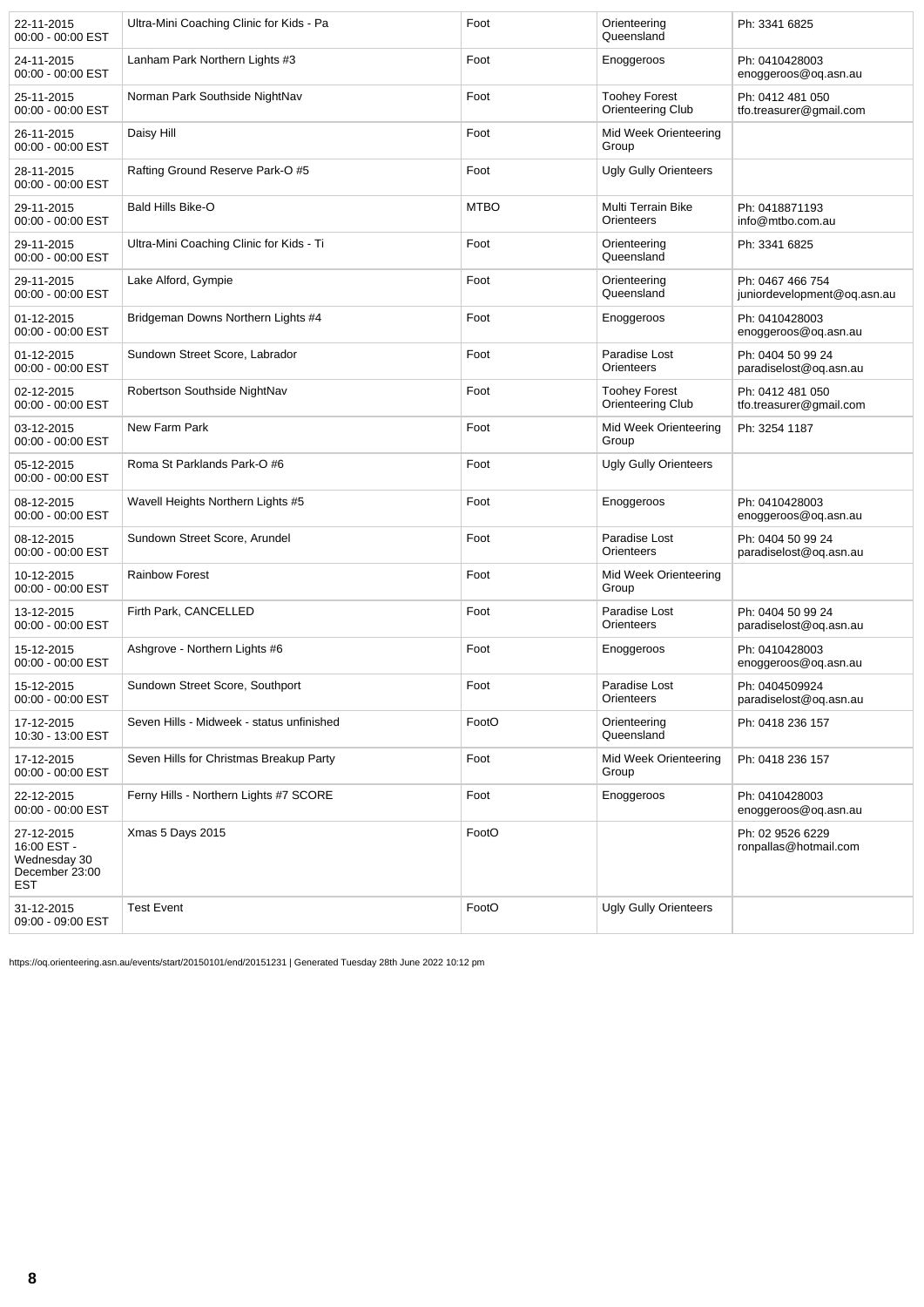| | | | | |
|---|---|---|---|---|
| 22-11-2015 00:00 - 00:00 EST | Ultra-Mini Coaching Clinic for Kids - Pa | Foot | Orienteering Queensland | Ph: 3341 6825 |
| 24-11-2015 00:00 - 00:00 EST | Lanham Park Northern Lights #3 | Foot | Enoggeroos | Ph: 0410428003 enoggeroos@oq.asn.au |
| 25-11-2015 00:00 - 00:00 EST | Norman Park Southside NightNav | Foot | Toohey Forest Orienteering Club | Ph: 0412 481 050 tfo.treasurer@gmail.com |
| 26-11-2015 00:00 - 00:00 EST | Daisy Hill | Foot | Mid Week Orienteering Group | |
| 28-11-2015 00:00 - 00:00 EST | Rafting Ground Reserve Park-O #5 | Foot | Ugly Gully Orienteers | |
| 29-11-2015 00:00 - 00:00 EST | Bald Hills Bike-O | MTBO | Multi Terrain Bike Orienteers | Ph: 0418871193 info@mtbo.com.au |
| 29-11-2015 00:00 - 00:00 EST | Ultra-Mini Coaching Clinic for Kids - Ti | Foot | Orienteering Queensland | Ph: 3341 6825 |
| 29-11-2015 00:00 - 00:00 EST | Lake Alford, Gympie | Foot | Orienteering Queensland | Ph: 0467 466 754 juniordevelopment@oq.asn.au |
| 01-12-2015 00:00 - 00:00 EST | Bridgeman Downs Northern Lights #4 | Foot | Enoggeroos | Ph: 0410428003 enoggeroos@oq.asn.au |
| 01-12-2015 00:00 - 00:00 EST | Sundown Street Score, Labrador | Foot | Paradise Lost Orienteers | Ph: 0404 50 99 24 paradiselost@oq.asn.au |
| 02-12-2015 00:00 - 00:00 EST | Robertson Southside NightNav | Foot | Toohey Forest Orienteering Club | Ph: 0412 481 050 tfo.treasurer@gmail.com |
| 03-12-2015 00:00 - 00:00 EST | New Farm Park | Foot | Mid Week Orienteering Group | Ph: 3254 1187 |
| 05-12-2015 00:00 - 00:00 EST | Roma St Parklands Park-O #6 | Foot | Ugly Gully Orienteers | |
| 08-12-2015 00:00 - 00:00 EST | Wavell Heights Northern Lights #5 | Foot | Enoggeroos | Ph: 0410428003 enoggeroos@oq.asn.au |
| 08-12-2015 00:00 - 00:00 EST | Sundown Street Score, Arundel | Foot | Paradise Lost Orienteers | Ph: 0404 50 99 24 paradiselost@oq.asn.au |
| 10-12-2015 00:00 - 00:00 EST | Rainbow Forest | Foot | Mid Week Orienteering Group | |
| 13-12-2015 00:00 - 00:00 EST | Firth Park, CANCELLED | Foot | Paradise Lost Orienteers | Ph: 0404 50 99 24 paradiselost@oq.asn.au |
| 15-12-2015 00:00 - 00:00 EST | Ashgrove - Northern Lights #6 | Foot | Enoggeroos | Ph: 0410428003 enoggeroos@oq.asn.au |
| 15-12-2015 00:00 - 00:00 EST | Sundown Street Score, Southport | Foot | Paradise Lost Orienteers | Ph: 0404509924 paradiselost@oq.asn.au |
| 17-12-2015 10:30 - 13:00 EST | Seven Hills - Midweek - status unfinished | FootO | Orienteering Queensland | Ph: 0418 236 157 |
| 17-12-2015 00:00 - 00:00 EST | Seven Hills for Christmas Breakup Party | Foot | Mid Week Orienteering Group | Ph: 0418 236 157 |
| 22-12-2015 00:00 - 00:00 EST | Ferny Hills - Northern Lights #7 SCORE | Foot | Enoggeroos | Ph: 0410428003 enoggeroos@oq.asn.au |
| 27-12-2015 16:00 EST - Wednesday 30 December 23:00 EST | Xmas 5 Days 2015 | FootO | | Ph: 02 9526 6229 ronpallas@hotmail.com |
| 31-12-2015 09:00 - 09:00 EST | Test Event | FootO | Ugly Gully Orienteers | |

https://oq.orienteering.asn.au/events/start/20150101/end/20151231 | Generated Tuesday 28th June 2022 10:12 pm